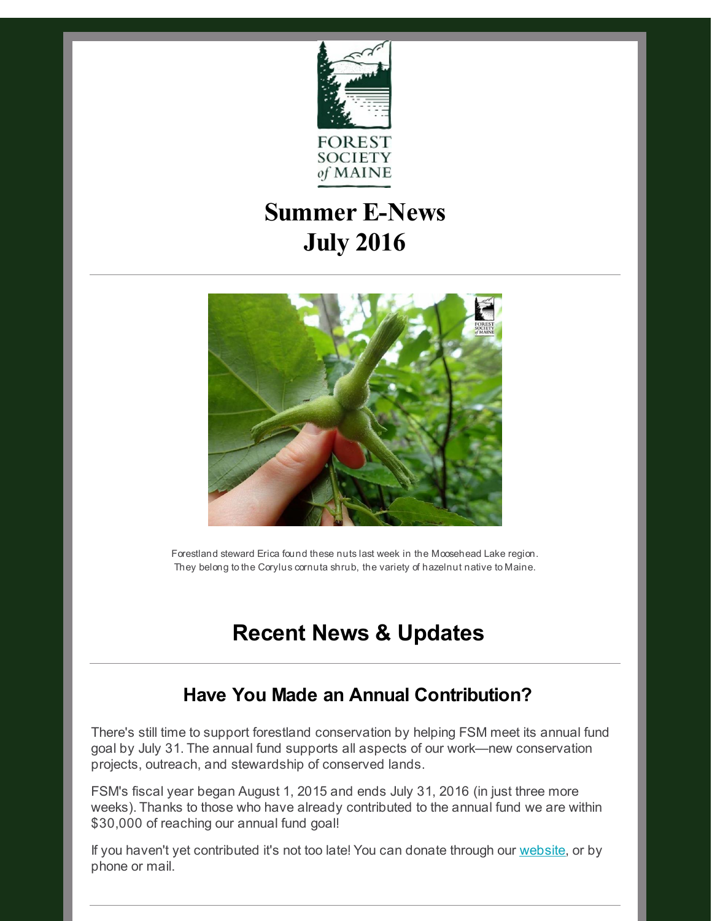FOREST SOCIETY of MAINE

# Summer E-News July 2016

Forestland steward Erica found these nuts last week in the Moosehead Lake region. They belong to the Corylus cornuta shrub, the variety of hazelnut native to Maine.

## Recent News & Updates

### Have You Made an Annual Contribution?

There's still time to support forestland conservation by helping FSM meet its annual fund goal by July 31. The annual fund supports all aspects of our work—new conservation projects, outreach, and stewardship of conserved lands.

FSM's fiscal year began August 1, 2015 and ends July 31, 2016 (in just three more weeks). Thanks to those who have already contributed to the annual fund we are within $30,000 of reaching our annual fund goal!

If you haven't yet contributed it's not too late! You can donate through our website, or by phone or mail.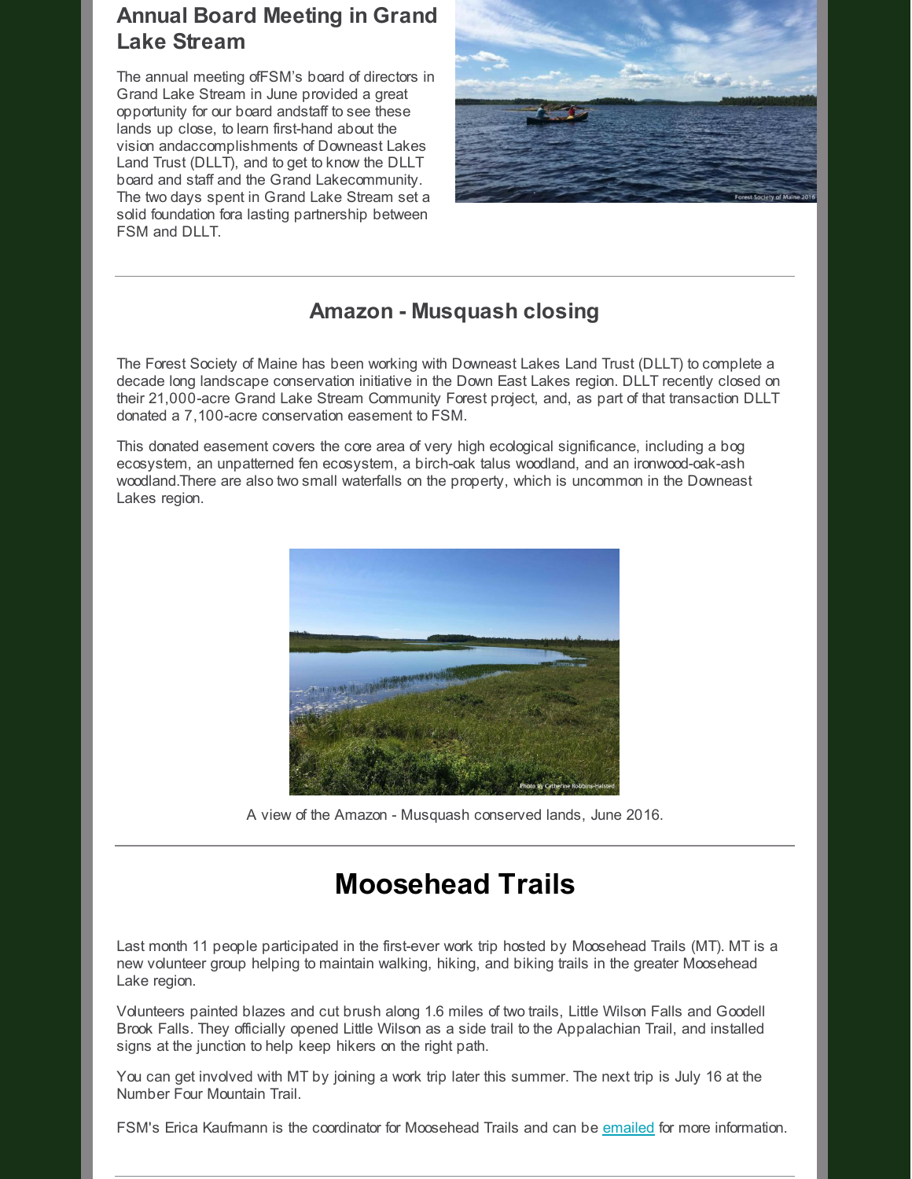## Annual Board Meeting in Grand Lake Stream

The annual meeting ofFSM's board of directors in Grand Lake Stream in June provided a great opportunity for our board andstaff to see these lands up close, to learn first-hand about the vision andaccomplishments of Downeast Lakes Land Trust (DLLT), and to get to know the DLLT board and staff and the Grand Lakecommunity. The two days spent in Grand Lake Stream set a solid foundation fora lasting partnership between FSM and DLLT.

---

## Amazon - Musquash closing

The Forest Society of Maine has been working with Downeast Lakes Land Trust (DLLT) to complete a decade long landscape conservation initiative in the Down East Lakes region. DLLT recently closed on their 21,000-acre Grand Lake Stream Community Forest project, and, as part of that transaction DLLT donated a 7,100-acre conservation easement to FSM.

This donated easement covers the core area of very high ecological significance, including a bog ecosystem, an unpatterned fen ecosystem, a birch-oak talus woodland, and an ironwood-oak-ash woodland.There are also two small waterfalls on the property, which is uncommon in the Downeast Lakes region.

A view of the Amazon - Musquash conserved lands, June 2016.

---

# Moosehead Trails

Last month 11 people participated in the first-ever work trip hosted by Moosehead Trails (MT). MT is a new volunteer group helping to maintain walking, hiking, and biking trails in the greater Moosehead Lake region.

Volunteers painted blazes and cut brush along 1.6 miles of two trails, Little Wilson Falls and Goodell Brook Falls. They officially opened Little Wilson as a side trail to the Appalachian Trail, and installed signs at the junction to help keep hikers on the right path.

You can get involved with MT by joining a work trip later this summer. The next trip is July 16 at the Number Four Mountain Trail.

FSM's Erica Kaufmann is the coordinator for Moosehead Trails and can be emailed for more information.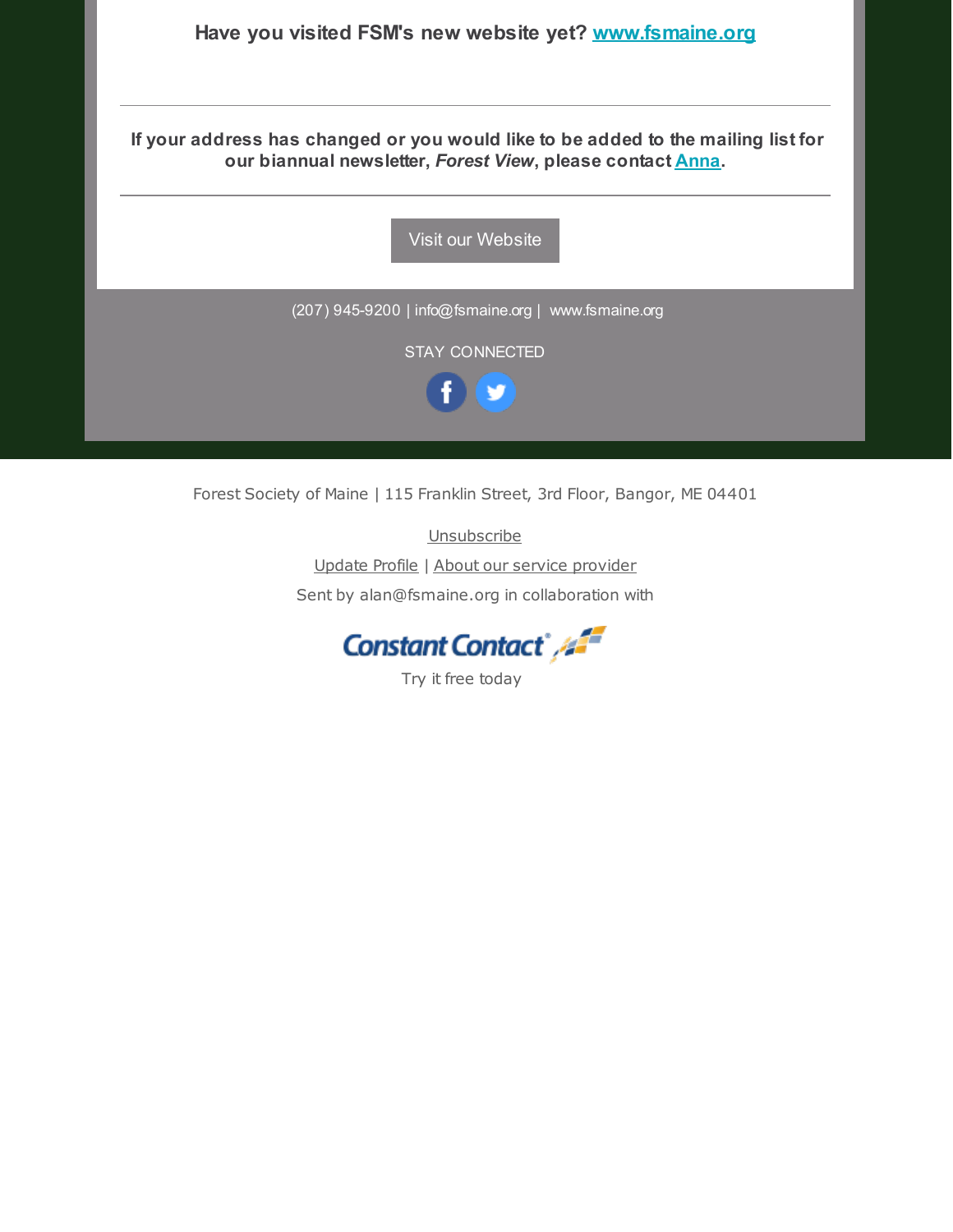**Have you visited FSM's new website yet? www.fsmaine.org**

---

**If your address has changed or you would like to be added to the mailing list for our biannual newsletter, *Forest View*, please contact Anna.**

---

Visit our Website

(207) 945-9200 | info@fsmaine.org | www.fsmaine.org

STAY CONNECTED

Forest Society of Maine | 115 Franklin Street, 3rd Floor, Bangor, ME 04401

Unsubscribe

Update Profile | About our service provider

Sent by alan@fsmaine.org in collaboration with

Constant Contact

Try it free today